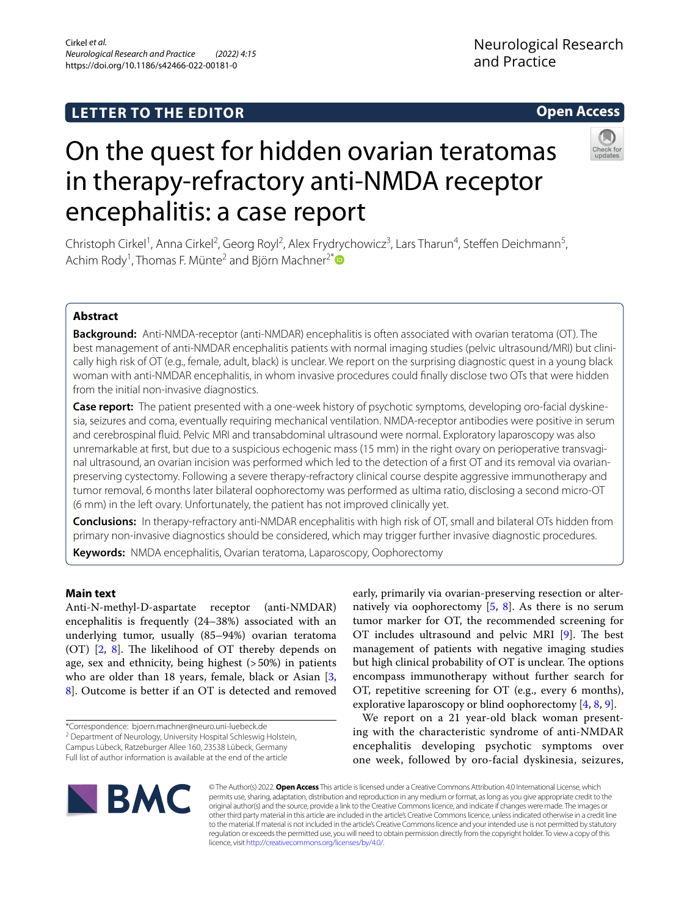LETTER TO THE EDITOR

Open Access

# On the quest for hidden ovarian teratomas in therapy-refractory anti-NMDA receptor encephalitis: a case report

Christoph Cirkel[1], Anna Cirkel[2], Georg Royl[2], Alex Frydrychowicz[3], Lars Tharun[4], Steffen Deichmann[5], Achim Rody[1], Thomas F. Münte[2] and Björn Machner[2*]

## Abstract

**Background:** Anti-NMDA-receptor (anti-NMDAR) encephalitis is often associated with ovarian teratoma (OT). The best management of anti-NMDAR encephalitis patients with normal imaging studies (pelvic ultrasound/MRI) but clinically high risk of OT (e.g., female, adult, black) is unclear. We report on the surprising diagnostic quest in a young black woman with anti-NMDAR encephalitis, in whom invasive procedures could finally disclose two OTs that were hidden from the initial non-invasive diagnostics.

**Case report:** The patient presented with a one-week history of psychotic symptoms, developing oro-facial dyskinesia, seizures and coma, eventually requiring mechanical ventilation. NMDA-receptor antibodies were positive in serum and cerebrospinal fluid. Pelvic MRI and transabdominal ultrasound were normal. Exploratory laparoscopy was also unremarkable at first, but due to a suspicious echogenic mass (15 mm) in the right ovary on perioperative transvaginal ultrasound, an ovarian incision was performed which led to the detection of a first OT and its removal via ovarian-preserving cystectomy. Following a severe therapy-refractory clinical course despite aggressive immunotherapy and tumor removal, 6 months later bilateral oophorectomy was performed as ultima ratio, disclosing a second micro-OT (6 mm) in the left ovary. Unfortunately, the patient has not improved clinically yet.

**Conclusions:** In therapy-refractory anti-NMDAR encephalitis with high risk of OT, small and bilateral OTs hidden from primary non-invasive diagnostics should be considered, which may trigger further invasive diagnostic procedures.

**Keywords:** NMDA encephalitis, Ovarian teratoma, Laparoscopy, Oophorectomy

## Main text

Anti-N-methyl-D-aspartate receptor (anti-NMDAR) encephalitis is frequently (24–38%) associated with an underlying tumor, usually (85–94%) ovarian teratoma (OT) [2, 8]. The likelihood of OT thereby depends on age, sex and ethnicity, being highest (>50%) in patients who are older than 18 years, female, black or Asian [3, 8]. Outcome is better if an OT is detected and removed early, primarily via ovarian-preserving resection or alternatively via oophorectomy [5, 8]. As there is no serum tumor marker for OT, the recommended screening for OT includes ultrasound and pelvic MRI [9]. The best management of patients with negative imaging studies but high clinical probability of OT is unclear. The options encompass immunotherapy without further search for OT, repetitive screening for OT (e.g., every 6 months), explorative laparoscopy or blind oophorectomy [4, 8, 9].

We report on a 21 year-old black woman presenting with the characteristic syndrome of anti-NMDAR encephalitis developing psychotic symptoms over one week, followed by oro-facial dyskinesia, seizures,

*Correspondence: bjoern.machner@neuro.uni-luebeck.de
[2] Department of Neurology, University Hospital Schleswig Holstein, Campus Lübeck, Ratzeburger Allee 160, 23538 Lübeck, Germany
Full list of author information is available at the end of the article

© The Author(s) 2022. **Open Access** This article is licensed under a Creative Commons Attribution 4.0 International License, which permits use, sharing, adaptation, distribution and reproduction in any medium or format, as long as you give appropriate credit to the original author(s) and the source, provide a link to the Creative Commons licence, and indicate if changes were made. The images or other third party material in this article are included in the article's Creative Commons licence, unless indicated otherwise in a credit line to the material. If material is not included in the article's Creative Commons licence and your intended use is not permitted by statutory regulation or exceeds the permitted use, you will need to obtain permission directly from the copyright holder. To view a copy of this licence, visit http://creativecommons.org/licenses/by/4.0/.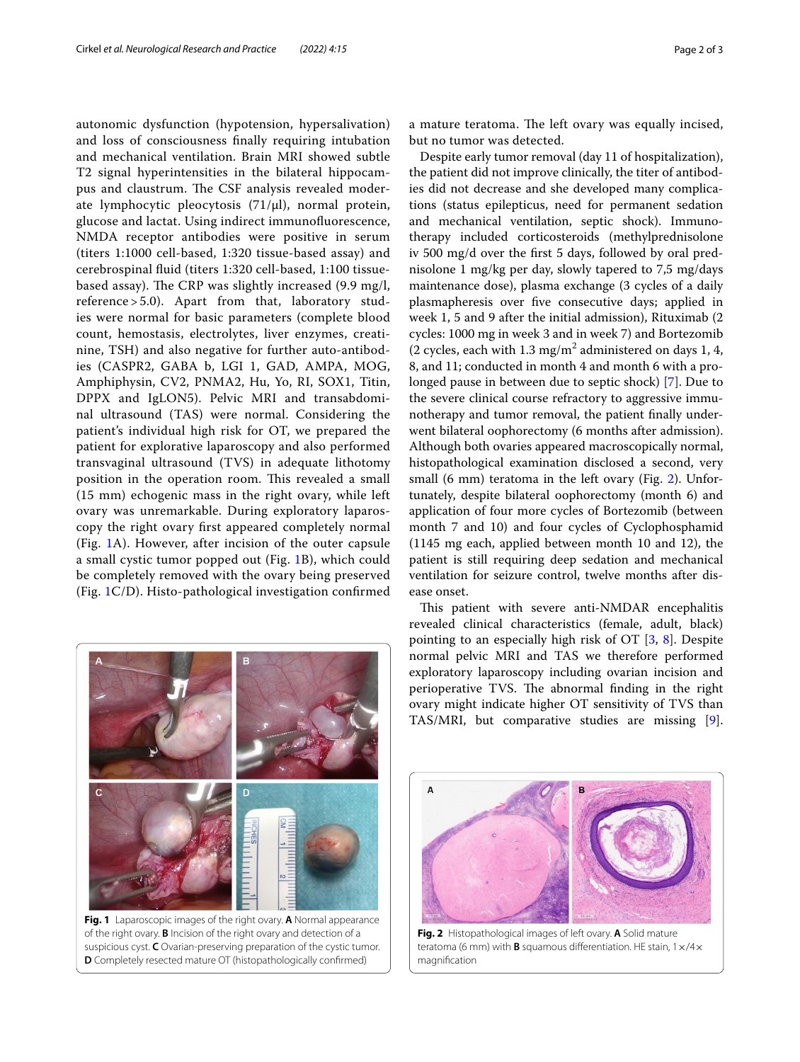autonomic dysfunction (hypotension, hypersalivation) and loss of consciousness finally requiring intubation and mechanical ventilation. Brain MRI showed subtle T2 signal hyperintensities in the bilateral hippocampus and claustrum. The CSF analysis revealed moderate lymphocytic pleocytosis (71/µl), normal protein, glucose and lactat. Using indirect immunofluorescence, NMDA receptor antibodies were positive in serum (titers 1:1000 cell-based, 1:320 tissue-based assay) and cerebrospinal fluid (titers 1:320 cell-based, 1:100 tissue-based assay). The CRP was slightly increased (9.9 mg/l, reference > 5.0). Apart from that, laboratory studies were normal for basic parameters (complete blood count, hemostasis, electrolytes, liver enzymes, creatinine, TSH) and also negative for further auto-antibodies (CASPR2, GABA b, LGI 1, GAD, AMPA, MOG, Amphiphysin, CV2, PNMA2, Hu, Yo, RI, SOX1, Titin, DPPX and IgLON5). Pelvic MRI and transabdominal ultrasound (TAS) were normal. Considering the patient's individual high risk for OT, we prepared the patient for explorative laparoscopy and also performed transvaginal ultrasound (TVS) in adequate lithotomy position in the operation room. This revealed a small (15 mm) echogenic mass in the right ovary, while left ovary was unremarkable. During exploratory laparoscopy the right ovary first appeared completely normal (Fig. 1A). However, after incision of the outer capsule a small cystic tumor popped out (Fig. 1B), which could be completely removed with the ovary being preserved (Fig. 1C/D). Histo-pathological investigation confirmed a mature teratoma. The left ovary was equally incised, but no tumor was detected.

Fig. 1 Laparoscopic images of the right ovary. **A** Normal appearance of the right ovary. **B** Incision of the right ovary and detection of a suspicious cyst. **C** Ovarian-preserving preparation of the cystic tumor. **D** Completely resected mature OT (histopathologically confirmed)

Despite early tumor removal (day 11 of hospitalization), the patient did not improve clinically, the titer of antibodies did not decrease and she developed many complications (status epilepticus, need for permanent sedation and mechanical ventilation, septic shock). Immunotherapy included corticosteroids (methylprednisolone iv 500 mg/d over the first 5 days, followed by oral prednisolone 1 mg/kg per day, slowly tapered to 7,5 mg/days maintenance dose), plasma exchange (3 cycles of a daily plasmapheresis over five consecutive days; applied in week 1, 5 and 9 after the initial admission), Rituximab (2 cycles: 1000 mg in week 3 and in week 7) and Bortezomib (2 cycles, each with 1.3 $mg/m^2$ administered on days 1, 4, 8, and 11; conducted in month 4 and month 6 with a prolonged pause in between due to septic shock) [7]. Due to the severe clinical course refractory to aggressive immunotherapy and tumor removal, the patient finally underwent bilateral oophorectomy (6 months after admission). Although both ovaries appeared macroscopically normal, histopathological examination disclosed a second, very small (6 mm) teratoma in the left ovary (Fig. 2). Unfortunately, despite bilateral oophorectomy (month 6) and application of four more cycles of Bortezomib (between month 7 and 10) and four cycles of Cyclophosphamid (1145 mg each, applied between month 10 and 12), the patient is still requiring deep sedation and mechanical ventilation for seizure control, twelve months after disease onset.

This patient with severe anti-NMDAR encephalitis revealed clinical characteristics (female, adult, black) pointing to an especially high risk of OT [3, 8]. Despite normal pelvic MRI and TAS we therefore performed exploratory laparoscopy including ovarian incision and perioperative TVS. The abnormal finding in the right ovary might indicate higher OT sensitivity of TVS than TAS/MRI, but comparative studies are missing [9].

Fig. 2 Histopathological images of left ovary. **A** Solid mature teratoma (6 mm) with **B** squamous differentiation. HE stain, 1×/4× magnification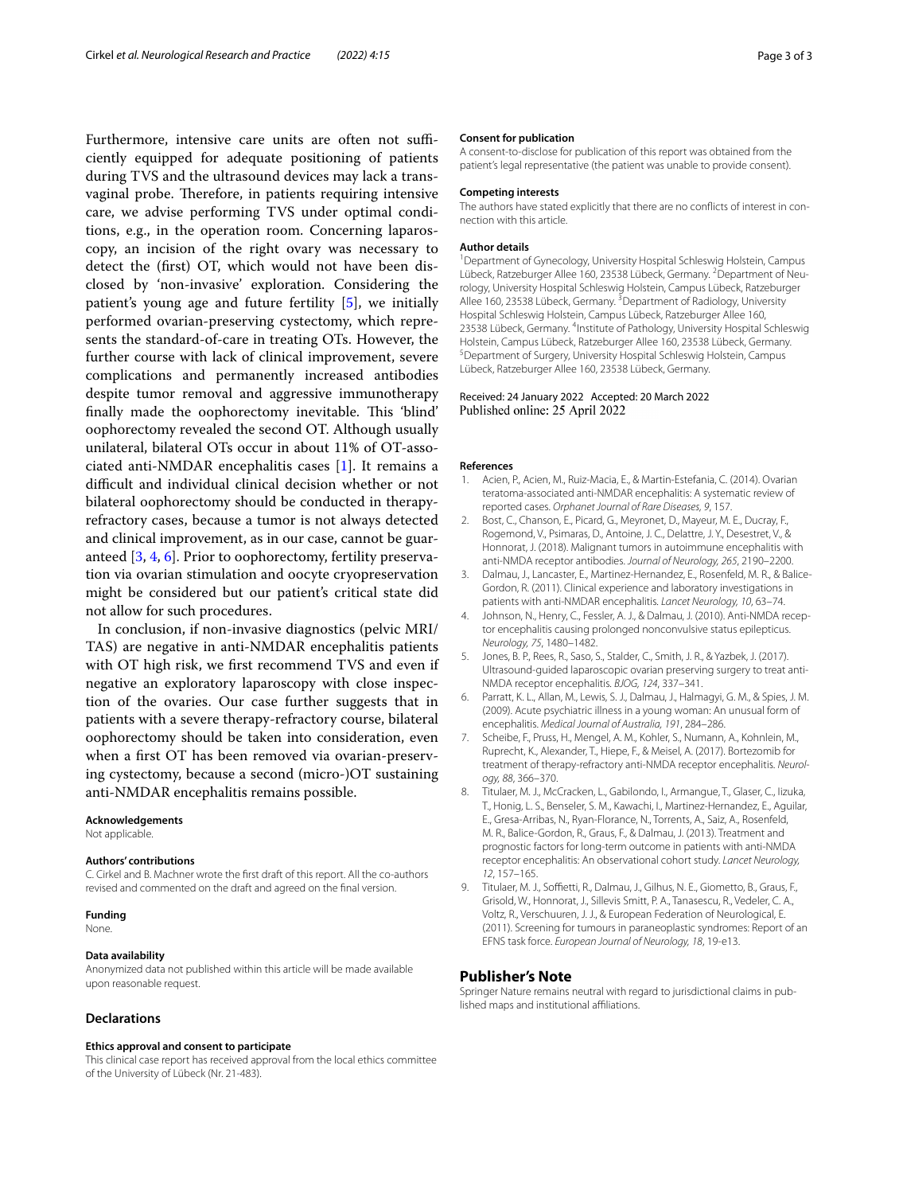Furthermore, intensive care units are often not sufficiently equipped for adequate positioning of patients during TVS and the ultrasound devices may lack a transvaginal probe. Therefore, in patients requiring intensive care, we advise performing TVS under optimal conditions, e.g., in the operation room. Concerning laparoscopy, an incision of the right ovary was necessary to detect the (first) OT, which would not have been disclosed by 'non-invasive' exploration. Considering the patient's young age and future fertility [5], we initially performed ovarian-preserving cystectomy, which represents the standard-of-care in treating OTs. However, the further course with lack of clinical improvement, severe complications and permanently increased antibodies despite tumor removal and aggressive immunotherapy finally made the oophorectomy inevitable. This 'blind' oophorectomy revealed the second OT. Although usually unilateral, bilateral OTs occur in about 11% of OT-associated anti-NMDAR encephalitis cases [1]. It remains a difficult and individual clinical decision whether or not bilateral oophorectomy should be conducted in therapy-refractory cases, because a tumor is not always detected and clinical improvement, as in our case, cannot be guaranteed [3, 4, 6]. Prior to oophorectomy, fertility preservation via ovarian stimulation and oocyte cryopreservation might be considered but our patient's critical state did not allow for such procedures.

In conclusion, if non-invasive diagnostics (pelvic MRI/TAS) are negative in anti-NMDAR encephalitis patients with OT high risk, we first recommend TVS and even if negative an exploratory laparoscopy with close inspection of the ovaries. Our case further suggests that in patients with a severe therapy-refractory course, bilateral oophorectomy should be taken into consideration, even when a first OT has been removed via ovarian-preserving cystectomy, because a second (micro-)OT sustaining anti-NMDAR encephalitis remains possible.

#### Acknowledgements
Not applicable.

#### Authors' contributions
C. Cirkel and B. Machner wrote the first draft of this report. All the co-authors revised and commented on the draft and agreed on the final version.

#### Funding
None.

#### Data availability
Anonymized data not published within this article will be made available upon reasonable request.

### Declarations

#### Ethics approval and consent to participate
This clinical case report has received approval from the local ethics committee of the University of Lübeck (Nr. 21-483).

#### Consent for publication
A consent-to-disclose for publication of this report was obtained from the patient's legal representative (the patient was unable to provide consent).

#### Competing interests
The authors have stated explicitly that there are no conflicts of interest in connection with this article.

#### Author details
[1]Department of Gynecology, University Hospital Schleswig Holstein, Campus Lübeck, Ratzeburger Allee 160, 23538 Lübeck, Germany. [2]Department of Neurology, University Hospital Schleswig Holstein, Campus Lübeck, Ratzeburger Allee 160, 23538 Lübeck, Germany. [3]Department of Radiology, University Hospital Schleswig Holstein, Campus Lübeck, Ratzeburger Allee 160, 23538 Lübeck, Germany. [4]Institute of Pathology, University Hospital Schleswig Holstein, Campus Lübeck, Ratzeburger Allee 160, 23538 Lübeck, Germany. [5]Department of Surgery, University Hospital Schleswig Holstein, Campus Lübeck, Ratzeburger Allee 160, 23538 Lübeck, Germany.

Received: 24 January 2022 Accepted: 20 March 2022
Published online: 25 April 2022

#### References

1. Acien, P., Acien, M., Ruiz-Macia, E., & Martin-Estefania, C. (2014). Ovarian teratoma-associated anti-NMDAR encephalitis: A systematic review of reported cases. *Orphanet Journal of Rare Diseases, 9*, 157.
2. Bost, C., Chanson, E., Picard, G., Meyronet, D., Mayeur, M. E., Ducray, F., Rogemond, V., Psimaras, D., Antoine, J. C., Delattre, J. Y., Desestret, V., & Honnorat, J. (2018). Malignant tumors in autoimmune encephalitis with anti-NMDA receptor antibodies. *Journal of Neurology, 265*, 2190–2200.
3. Dalmau, J., Lancaster, E., Martinez-Hernandez, E., Rosenfeld, M. R., & Balice-Gordon, R. (2011). Clinical experience and laboratory investigations in patients with anti-NMDAR encephalitis. *Lancet Neurology, 10*, 63–74.
4. Johnson, N., Henry, C., Fessler, A. J., & Dalmau, J. (2010). Anti-NMDA receptor encephalitis causing prolonged nonconvulsive status epilepticus. *Neurology, 75*, 1480–1482.
5. Jones, B. P., Rees, R., Saso, S., Stalder, C., Smith, J. R., & Yazbek, J. (2017). Ultrasound-guided laparoscopic ovarian preserving surgery to treat anti-NMDA receptor encephalitis. *BJOG, 124*, 337–341.
6. Parratt, K. L., Allan, M., Lewis, S. J., Dalmau, J., Halmagyi, G. M., & Spies, J. M. (2009). Acute psychiatric illness in a young woman: An unusual form of encephalitis. *Medical Journal of Australia, 191*, 284–286.
7. Scheibe, F., Pruss, H., Mengel, A. M., Kohler, S., Numann, A., Kohnlein, M., Ruprecht, K., Alexander, T., Hiepe, F., & Meisel, A. (2017). Bortezomib for treatment of therapy-refractory anti-NMDA receptor encephalitis. *Neurology, 88*, 366–370.
8. Titulaer, M. J., McCracken, L., Gabilondo, I., Armangue, T., Glaser, C., Iizuka, T., Honig, L. S., Benseler, S. M., Kawachi, I., Martinez-Hernandez, E., Aguilar, E., Gresa-Arribas, N., Ryan-Florance, N., Torrents, A., Saiz, A., Rosenfeld, M. R., Balice-Gordon, R., Graus, F., & Dalmau, J. (2013). Treatment and prognostic factors for long-term outcome in patients with anti-NMDA receptor encephalitis: An observational cohort study. *Lancet Neurology, 12*, 157–165.
9. Titulaer, M. J., Soffietti, R., Dalmau, J., Gilhus, N. E., Giometto, B., Graus, F., Grisold, W., Honnorat, J., Sillevis Smitt, P. A., Tanasescu, R., Vedeler, C. A., Voltz, R., Verschuuren, J. J., & European Federation of Neurological, E. (2011). Screening for tumours in paraneoplastic syndromes: Report of an EFNS task force. *European Journal of Neurology, 18*, 19-e13.

## Publisher's Note
Springer Nature remains neutral with regard to jurisdictional claims in published maps and institutional affiliations.